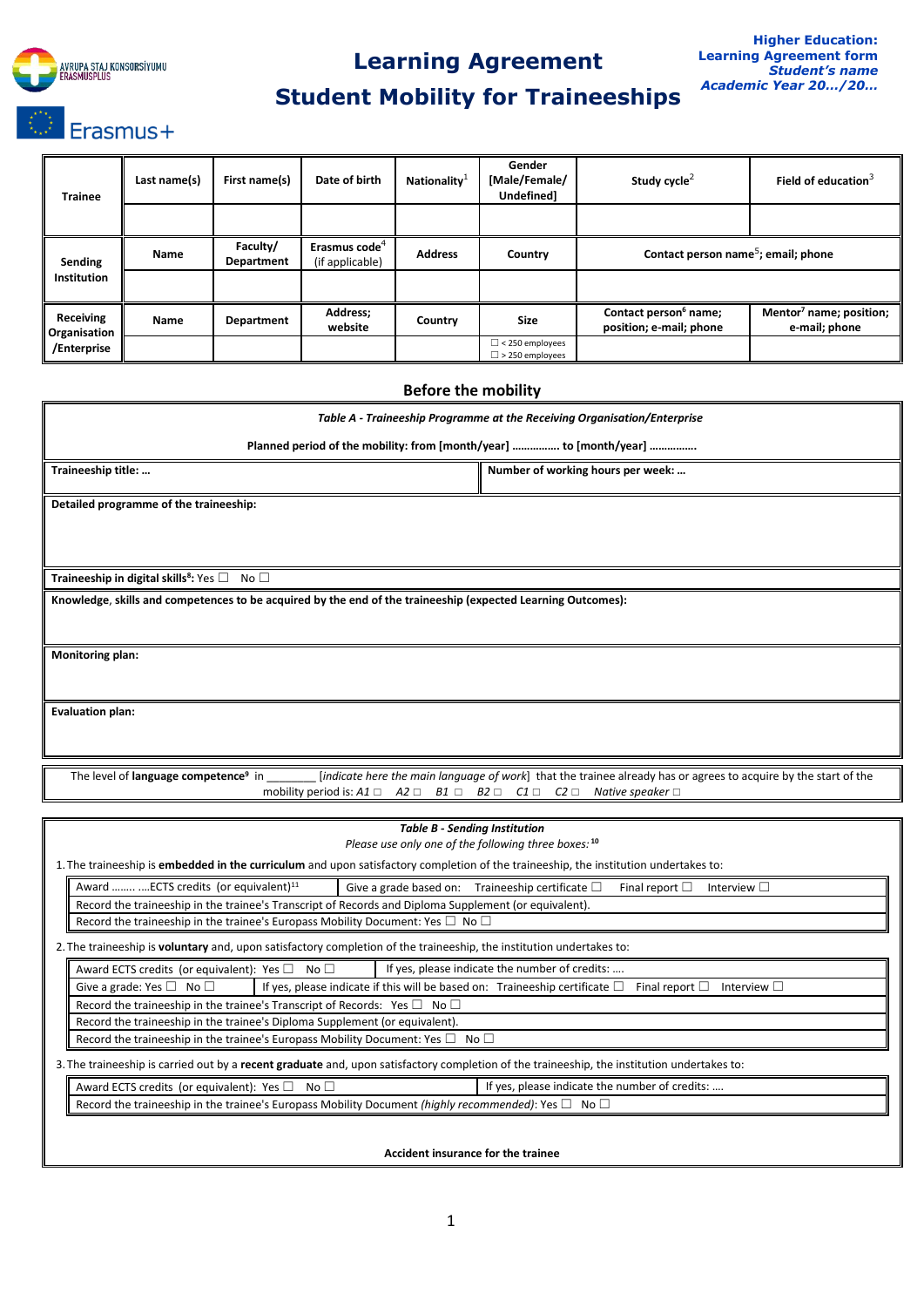AVRUPA STAJ KONSORSİYUMU ERASMUSPLUS

Erasmus+

# Learning Agreement

# Student Mobility for Traineeships

**Higher Education:**
**Learning Agreement form**
***Student's name***
***Academic Year 20…/20…***

| Trainee | Last name(s) | First name(s) | Date of birth | Nationality[1] | Gender [Male/Female/ Undefined] | Study cycle[2] | Field of education[3] |
|---|---|---|---|---|---|---|---|
| | | | | | | | |
| **Sending Institution** | **Name** | **Faculty/ Department** | **Erasmus code[4]** (if applicable) | **Address** | **Country** | **Contact person name[5]; email; phone** | |
| | | | | | | | |
| **Receiving Organisation /Enterprise** | **Name** | **Department** | **Address; website** | **Country** | **Size** | **Contact person[6] name; position; e-mail; phone** | **Mentor[7] name; position; e-mail; phone** |
| | | | | | ☐ < 250 employees ☐ > 250 employees | | |

## Before the mobility

***Table A - Traineeship Programme at the Receiving Organisation/Enterprise***

**Planned period of the mobility: from [month/year] ……………. to [month/year] ……………**

| **Traineeship title: …** | **Number of working hours per week: …** |
|---|---|

**Detailed programme of the traineeship:**

**Traineeship in digital skills[8]:** Yes ☐ No ☐

**Knowledge, skills and competences to be acquired by the end of the traineeship (expected Learning Outcomes):**

**Monitoring plan:**

**Evaluation plan:**

The level of **language competence[9]** in ________ [*indicate here the main language of work*] that the trainee already has or agrees to acquire by the start of the mobility period is: *A1* ☐ *A2* ☐ *B1* ☐ *B2* ☐ *C1* ☐ *C2* ☐ *Native speaker* ☐

***Table B - Sending Institution***

*Please use only one of the following three boxes:*[10]

1. The traineeship is **embedded in the curriculum** and upon satisfactory completion of the traineeship, the institution undertakes to:

| Award …….. ….ECTS credits (or equivalent)[11] | Give a grade based on: Traineeship certificate ☐ Final report ☐ Interview ☐ |
|---|---|
| Record the traineeship in the trainee's Transcript of Records and Diploma Supplement (or equivalent). | |
| Record the traineeship in the trainee's Europass Mobility Document: Yes ☐ No ☐ | |

2. The traineeship is **voluntary** and, upon satisfactory completion of the traineeship, the institution undertakes to:

| Award ECTS credits (or equivalent): Yes ☐ No ☐ | If yes, please indicate the number of credits: …. |
|---|---|
| Give a grade: Yes ☐ No ☐ | If yes, please indicate if this will be based on: Traineeship certificate ☐ Final report ☐ Interview ☐ |
| Record the traineeship in the trainee's Transcript of Records: Yes ☐ No ☐ | |
| Record the traineeship in the trainee's Diploma Supplement (or equivalent). | |
| Record the traineeship in the trainee's Europass Mobility Document: Yes ☐ No ☐ | |

3. The traineeship is carried out by a **recent graduate** and, upon satisfactory completion of the traineeship, the institution undertakes to:

| Award ECTS credits (or equivalent): Yes ☐ No ☐ | If yes, please indicate the number of credits: …. |
|---|---|
| Record the traineeship in the trainee's Europass Mobility Document *(highly recommended)*: Yes ☐ No ☐ | |

**Accident insurance for the trainee**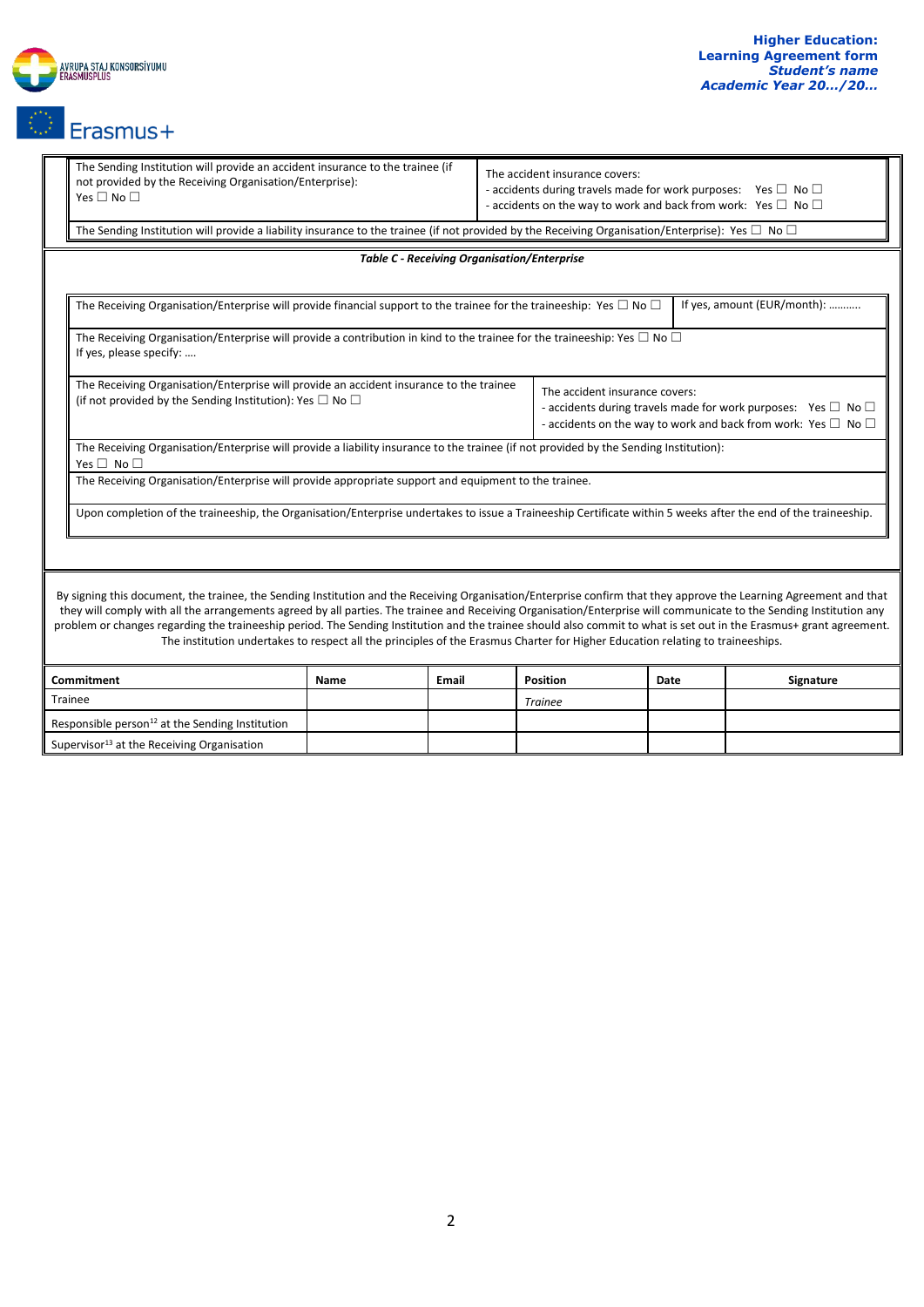| The Sending Institution will provide an accident insurance to the trainee (if not provided by the Receiving Organisation/Enterprise): Yes ☐ No ☐ | The accident insurance covers: - accidents during travels made for work purposes: Yes ☐ No ☐ - accidents on the way to work and back from work: Yes ☐ No ☐ |
|---|---|
| The Sending Institution will provide a liability insurance to the trainee (if not provided by the Receiving Organisation/Enterprise): Yes ☐ No ☐ | |

***Table C - Receiving Organisation/Enterprise***

| The Receiving Organisation/Enterprise will provide financial support to the trainee for the traineeship: Yes ☐ No ☐ | If yes, amount (EUR/month): ……….. |
|---|---|
| The Receiving Organisation/Enterprise will provide a contribution in kind to the trainee for the traineeship: Yes ☐ No ☐ If yes, please specify: …. | |
| The Receiving Organisation/Enterprise will provide an accident insurance to the trainee (if not provided by the Sending Institution): Yes ☐ No ☐ | The accident insurance covers: - accidents during travels made for work purposes: Yes ☐ No ☐ - accidents on the way to work and back from work: Yes ☐ No ☐ |
| The Receiving Organisation/Enterprise will provide a liability insurance to the trainee (if not provided by the Sending Institution): Yes ☐ No ☐ | |
| The Receiving Organisation/Enterprise will provide appropriate support and equipment to the trainee. | |
| Upon completion of the traineeship, the Organisation/Enterprise undertakes to issue a Traineeship Certificate within 5 weeks after the end of the traineeship. | |

By signing this document, the trainee, the Sending Institution and the Receiving Organisation/Enterprise confirm that they approve the Learning Agreement and that they will comply with all the arrangements agreed by all parties. The trainee and Receiving Organisation/Enterprise will communicate to the Sending Institution any problem or changes regarding the traineeship period. The Sending Institution and the trainee should also commit to what is set out in the Erasmus+ grant agreement. The institution undertakes to respect all the principles of the Erasmus Charter for Higher Education relating to traineeships.

| **Commitment** | **Name** | **Email** | **Position** | **Date** | **Signature** |
|---|---|---|---|---|---|
| Trainee | | | *Trainee* | | |
| Responsible person[12] at the Sending Institution | | | | | |
| Supervisor[13] at the Receiving Organisation | | | | | |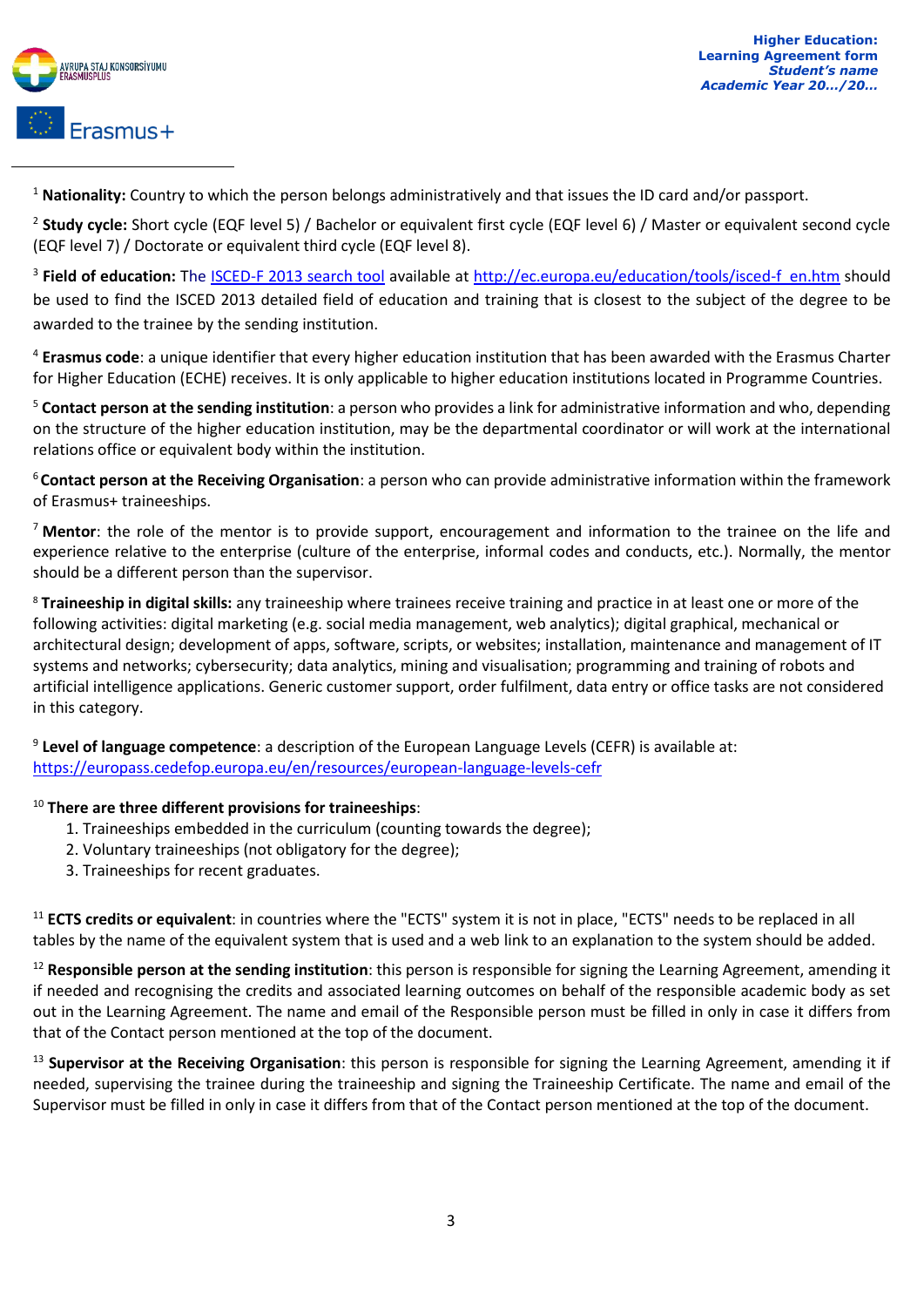[1] **Nationality:** Country to which the person belongs administratively and that issues the ID card and/or passport.

[2] **Study cycle:** Short cycle (EQF level 5) / Bachelor or equivalent first cycle (EQF level 6) / Master or equivalent second cycle (EQF level 7) / Doctorate or equivalent third cycle (EQF level 8).

[3] **Field of education:** The ISCED-F 2013 search tool available at http://ec.europa.eu/education/tools/isced-f_en.htm should be used to find the ISCED 2013 detailed field of education and training that is closest to the subject of the degree to be awarded to the trainee by the sending institution.

[4] **Erasmus code**: a unique identifier that every higher education institution that has been awarded with the Erasmus Charter for Higher Education (ECHE) receives. It is only applicable to higher education institutions located in Programme Countries.

[5] **Contact person at the sending institution**: a person who provides a link for administrative information and who, depending on the structure of the higher education institution, may be the departmental coordinator or will work at the international relations office or equivalent body within the institution.

[6] **Contact person at the Receiving Organisation**: a person who can provide administrative information within the framework of Erasmus+ traineeships.

[7] **Mentor**: the role of the mentor is to provide support, encouragement and information to the trainee on the life and experience relative to the enterprise (culture of the enterprise, informal codes and conducts, etc.). Normally, the mentor should be a different person than the supervisor.

[8] **Traineeship in digital skills:** any traineeship where trainees receive training and practice in at least one or more of the following activities: digital marketing (e.g. social media management, web analytics); digital graphical, mechanical or architectural design; development of apps, software, scripts, or websites; installation, maintenance and management of IT systems and networks; cybersecurity; data analytics, mining and visualisation; programming and training of robots and artificial intelligence applications. Generic customer support, order fulfilment, data entry or office tasks are not considered in this category.

[9] **Level of language competence**: a description of the European Language Levels (CEFR) is available at: https://europass.cedefop.europa.eu/en/resources/european-language-levels-cefr

[10] **There are three different provisions for traineeships**:

1. Traineeships embedded in the curriculum (counting towards the degree);
2. Voluntary traineeships (not obligatory for the degree);
3. Traineeships for recent graduates.

[11] **ECTS credits or equivalent**: in countries where the "ECTS" system it is not in place, "ECTS" needs to be replaced in all tables by the name of the equivalent system that is used and a web link to an explanation to the system should be added.

[12] **Responsible person at the sending institution**: this person is responsible for signing the Learning Agreement, amending it if needed and recognising the credits and associated learning outcomes on behalf of the responsible academic body as set out in the Learning Agreement. The name and email of the Responsible person must be filled in only in case it differs from that of the Contact person mentioned at the top of the document.

[13] **Supervisor at the Receiving Organisation**: this person is responsible for signing the Learning Agreement, amending it if needed, supervising the trainee during the traineeship and signing the Traineeship Certificate. The name and email of the Supervisor must be filled in only in case it differs from that of the Contact person mentioned at the top of the document.